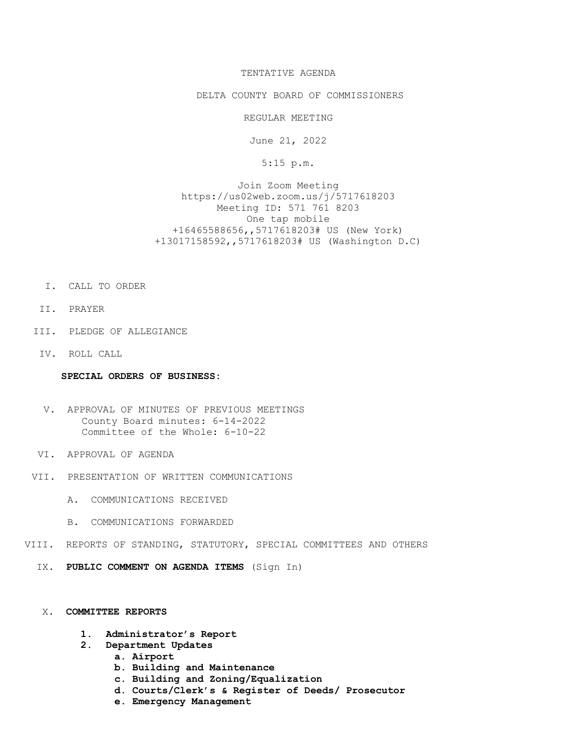TENTATIVE AGENDA

DELTA COUNTY BOARD OF COMMISSIONERS

REGULAR MEETING

June 21, 2022

5:15 p.m.

Join Zoom Meeting
https://us02web.zoom.us/j/5717618203
Meeting ID: 571 761 8203
One tap mobile
+16465588656,,5717618203# US (New York)
+13017158592,,5717618203# US (Washington D.C)

I. CALL TO ORDER

II. PRAYER

III. PLEDGE OF ALLEGIANCE

IV. ROLL CALL

**SPECIAL ORDERS OF BUSINESS:**

V. APPROVAL OF MINUTES OF PREVIOUS MEETINGS
   County Board minutes: 6-14-2022
   Committee of the Whole: 6-10-22

VI. APPROVAL OF AGENDA

VII. PRESENTATION OF WRITTEN COMMUNICATIONS

   A. COMMUNICATIONS RECEIVED

   B. COMMUNICATIONS FORWARDED

VIII. REPORTS OF STANDING, STATUTORY, SPECIAL COMMITTEES AND OTHERS

IX. **PUBLIC COMMENT ON AGENDA ITEMS** (Sign In)

X. **COMMITTEE REPORTS**

1. **Administrator's Report**
2. **Department Updates**
   - **a. Airport**
   - **b. Building and Maintenance**
   - **c. Building and Zoning/Equalization**
   - **d. Courts/Clerk's & Register of Deeds/ Prosecutor**
   - **e. Emergency Management**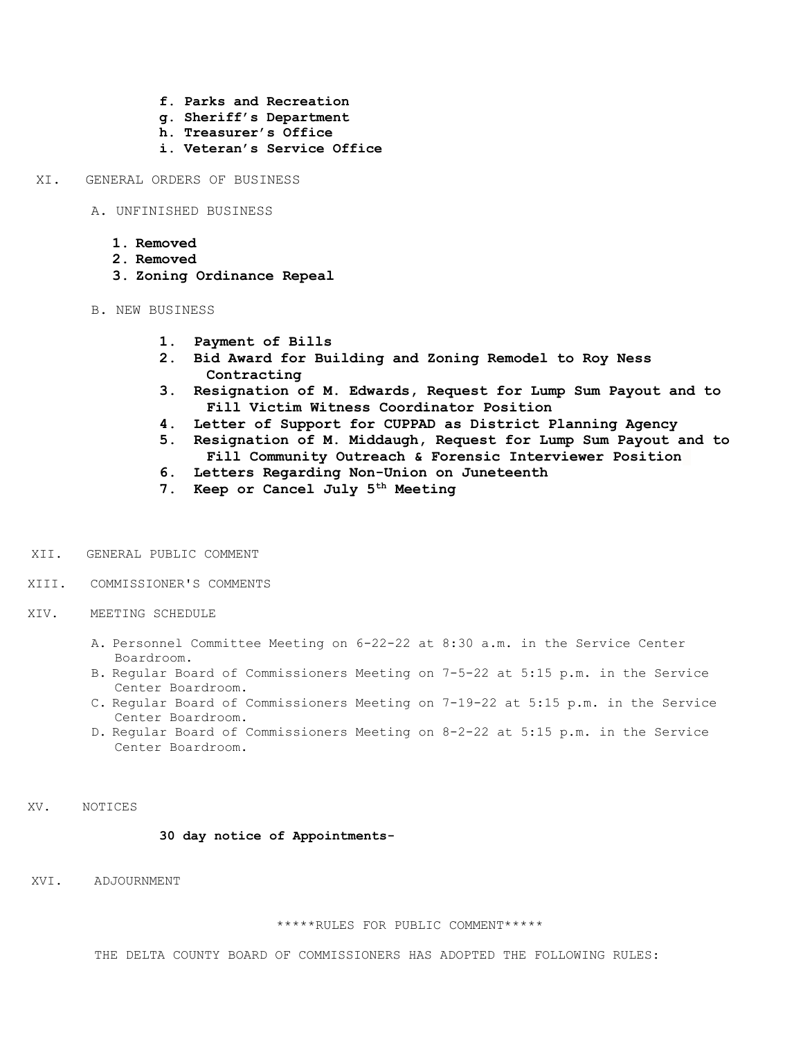- **f. Parks and Recreation**
- **g. Sheriff's Department**
- **h. Treasurer's Office**
- **i. Veteran's Service Office**

XI. GENERAL ORDERS OF BUSINESS

A. UNFINISHED BUSINESS

1. **Removed**
2. **Removed**
3. **Zoning Ordinance Repeal**

B. NEW BUSINESS

1. **Payment of Bills**
2. **Bid Award for Building and Zoning Remodel to Roy Ness Contracting**
3. **Resignation of M. Edwards, Request for Lump Sum Payout and to Fill Victim Witness Coordinator Position**
4. **Letter of Support for CUPPAD as District Planning Agency**
5. **Resignation of M. Middaugh, Request for Lump Sum Payout and to Fill Community Outreach & Forensic Interviewer Position**
6. **Letters Regarding Non-Union on Juneteenth**
7. **Keep or Cancel July 5th Meeting**

XII. GENERAL PUBLIC COMMENT

XIII. COMMISSIONER'S COMMENTS

XIV. MEETING SCHEDULE

A. Personnel Committee Meeting on 6-22-22 at 8:30 a.m. in the Service Center Boardroom.
B. Regular Board of Commissioners Meeting on 7-5-22 at 5:15 p.m. in the Service Center Boardroom.
C. Regular Board of Commissioners Meeting on 7-19-22 at 5:15 p.m. in the Service Center Boardroom.
D. Regular Board of Commissioners Meeting on 8-2-22 at 5:15 p.m. in the Service Center Boardroom.

XV. NOTICES

**30 day notice of Appointments-**

XVI. ADJOURNMENT

*****RULES FOR PUBLIC COMMENT*****

THE DELTA COUNTY BOARD OF COMMISSIONERS HAS ADOPTED THE FOLLOWING RULES: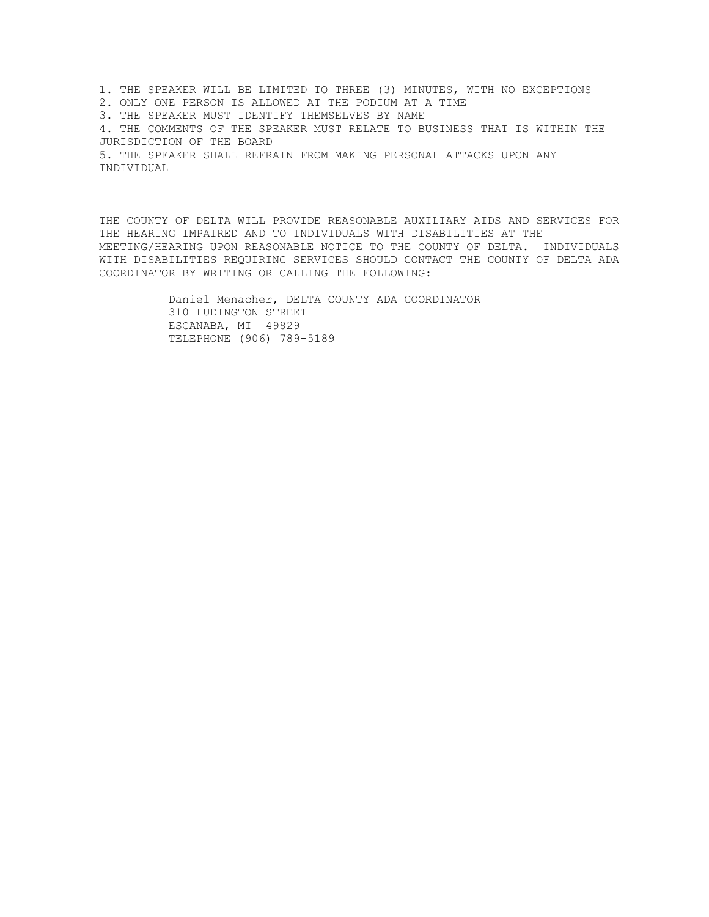1. THE SPEAKER WILL BE LIMITED TO THREE (3) MINUTES, WITH NO EXCEPTIONS
2. ONLY ONE PERSON IS ALLOWED AT THE PODIUM AT A TIME
3. THE SPEAKER MUST IDENTIFY THEMSELVES BY NAME
4. THE COMMENTS OF THE SPEAKER MUST RELATE TO BUSINESS THAT IS WITHIN THE JURISDICTION OF THE BOARD
5. THE SPEAKER SHALL REFRAIN FROM MAKING PERSONAL ATTACKS UPON ANY INDIVIDUAL

THE COUNTY OF DELTA WILL PROVIDE REASONABLE AUXILIARY AIDS AND SERVICES FOR THE HEARING IMPAIRED AND TO INDIVIDUALS WITH DISABILITIES AT THE MEETING/HEARING UPON REASONABLE NOTICE TO THE COUNTY OF DELTA. INDIVIDUALS WITH DISABILITIES REQUIRING SERVICES SHOULD CONTACT THE COUNTY OF DELTA ADA COORDINATOR BY WRITING OR CALLING THE FOLLOWING:

Daniel Menacher, DELTA COUNTY ADA COORDINATOR
310 LUDINGTON STREET
ESCANABA, MI 49829
TELEPHONE (906) 789-5189